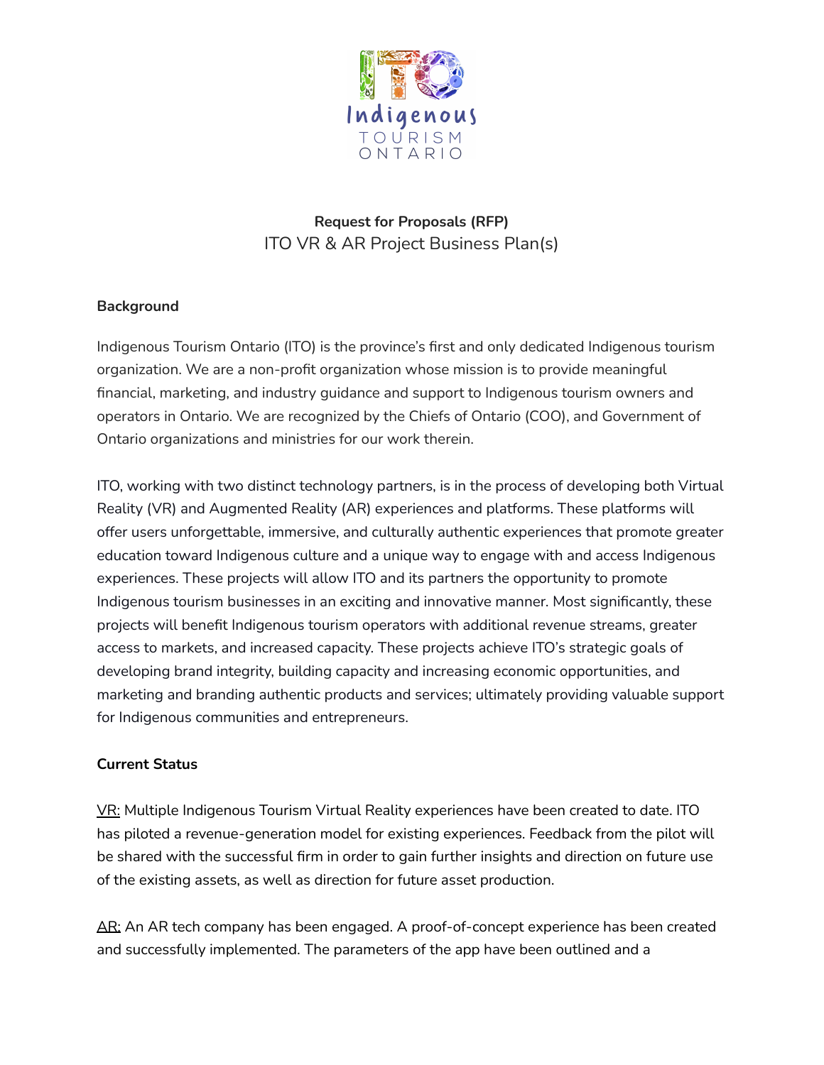Indigenous
TOURISM
ONTARIO

**Request for Proposals (RFP)**
ITO VR & AR Project Business Plan(s)

**Background**

Indigenous Tourism Ontario (ITO) is the province's first and only dedicated Indigenous tourism organization. We are a non-profit organization whose mission is to provide meaningful financial, marketing, and industry guidance and support to Indigenous tourism owners and operators in Ontario. We are recognized by the Chiefs of Ontario (COO), and Government of Ontario organizations and ministries for our work therein.

ITO, working with two distinct technology partners, is in the process of developing both Virtual Reality (VR) and Augmented Reality (AR) experiences and platforms. These platforms will offer users unforgettable, immersive, and culturally authentic experiences that promote greater education toward Indigenous culture and a unique way to engage with and access Indigenous experiences. These projects will allow ITO and its partners the opportunity to promote Indigenous tourism businesses in an exciting and innovative manner. Most significantly, these projects will benefit Indigenous tourism operators with additional revenue streams, greater access to markets, and increased capacity. These projects achieve ITO's strategic goals of developing brand integrity, building capacity and increasing economic opportunities, and marketing and branding authentic products and services; ultimately providing valuable support for Indigenous communities and entrepreneurs.

**Current Status**

<u>VR:</u> Multiple Indigenous Tourism Virtual Reality experiences have been created to date. ITO has piloted a revenue-generation model for existing experiences. Feedback from the pilot will be shared with the successful firm in order to gain further insights and direction on future use of the existing assets, as well as direction for future asset production.

<u>AR:</u> An AR tech company has been engaged. A proof-of-concept experience has been created and successfully implemented. The parameters of the app have been outlined and a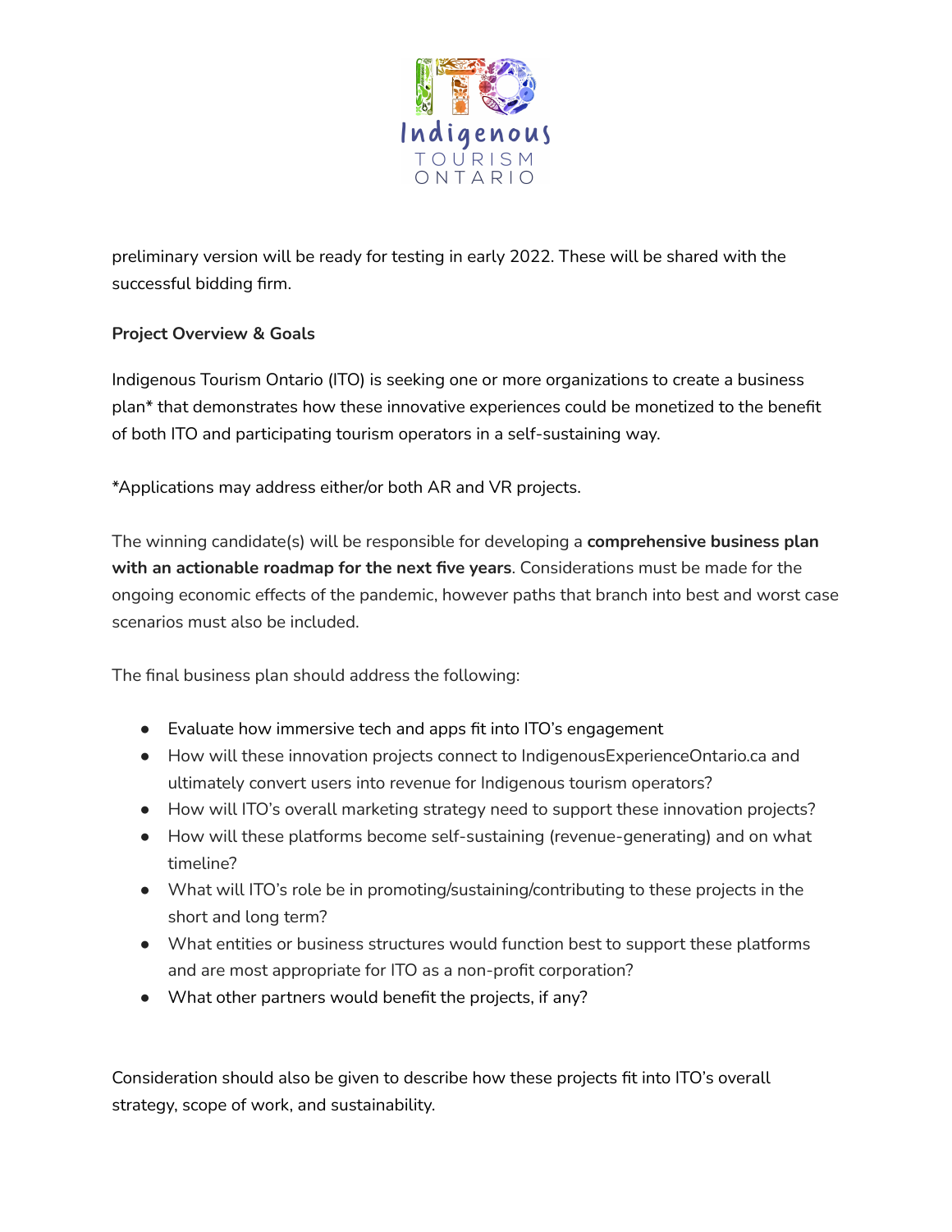preliminary version will be ready for testing in early 2022. These will be shared with the successful bidding firm.

**Project Overview & Goals**

Indigenous Tourism Ontario (ITO) is seeking one or more organizations to create a business plan* that demonstrates how these innovative experiences could be monetized to the benefit of both ITO and participating tourism operators in a self-sustaining way.

*Applications may address either/or both AR and VR projects.

The winning candidate(s) will be responsible for developing a **comprehensive business plan with an actionable roadmap for the next five years**. Considerations must be made for the ongoing economic effects of the pandemic, however paths that branch into best and worst case scenarios must also be included.

The final business plan should address the following:

- Evaluate how immersive tech and apps fit into ITO's engagement
- How will these innovation projects connect to IndigenousExperienceOntario.ca and ultimately convert users into revenue for Indigenous tourism operators?
- How will ITO's overall marketing strategy need to support these innovation projects?
- How will these platforms become self-sustaining (revenue-generating) and on what timeline?
- What will ITO's role be in promoting/sustaining/contributing to these projects in the short and long term?
- What entities or business structures would function best to support these platforms and are most appropriate for ITO as a non-profit corporation?
- What other partners would benefit the projects, if any?

Consideration should also be given to describe how these projects fit into ITO's overall strategy, scope of work, and sustainability.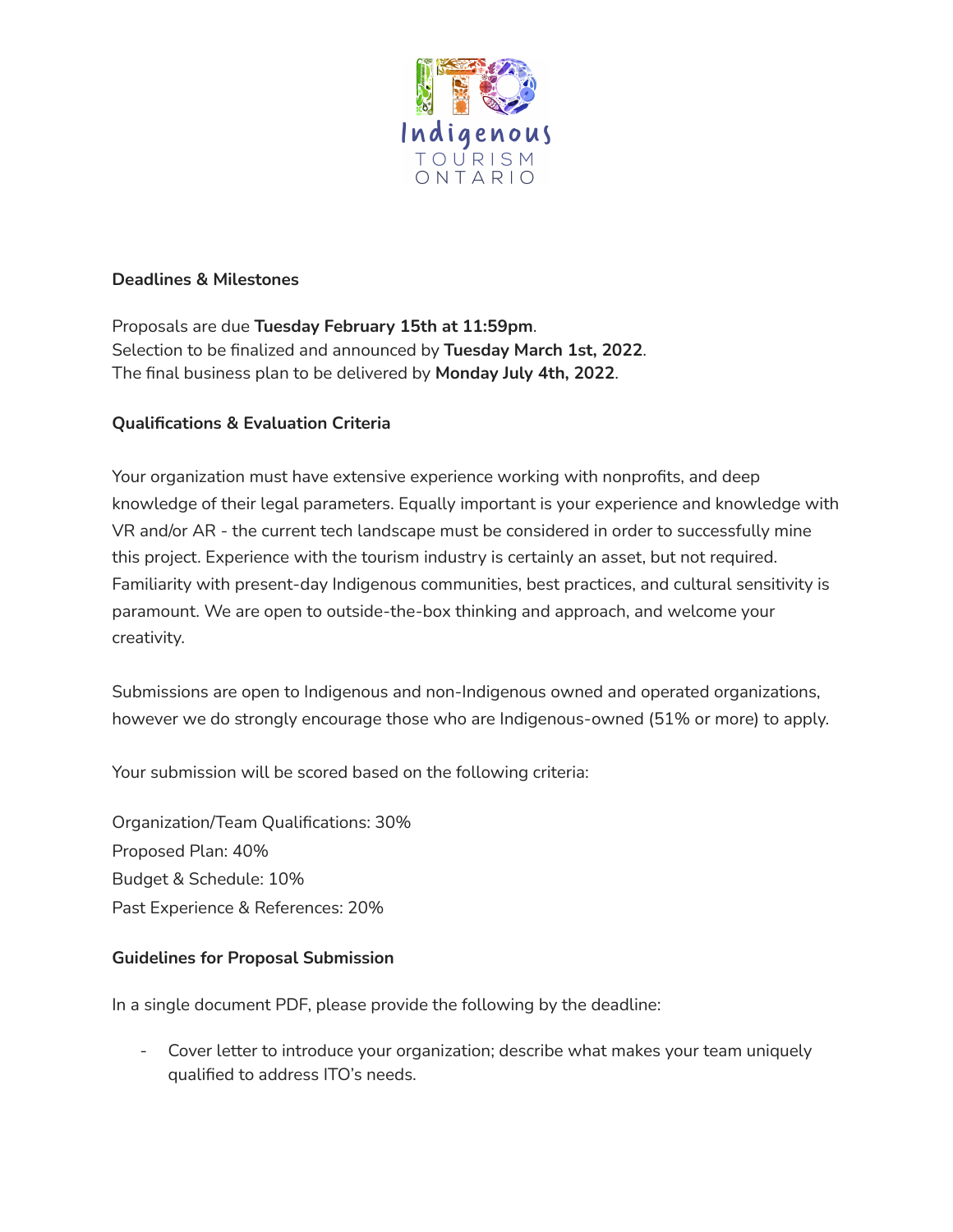**Deadlines & Milestones**

Proposals are due **Tuesday February 15th at 11:59pm**.
Selection to be finalized and announced by **Tuesday March 1st, 2022**.
The final business plan to be delivered by **Monday July 4th, 2022**.

**Qualifications & Evaluation Criteria**

Your organization must have extensive experience working with nonprofits, and deep knowledge of their legal parameters. Equally important is your experience and knowledge with VR and/or AR - the current tech landscape must be considered in order to successfully mine this project. Experience with the tourism industry is certainly an asset, but not required. Familiarity with present-day Indigenous communities, best practices, and cultural sensitivity is paramount. We are open to outside-the-box thinking and approach, and welcome your creativity.

Submissions are open to Indigenous and non-Indigenous owned and operated organizations, however we do strongly encourage those who are Indigenous-owned (51% or more) to apply.

Your submission will be scored based on the following criteria:

Organization/Team Qualifications: 30%
Proposed Plan: 40%
Budget & Schedule: 10%
Past Experience & References: 20%

**Guidelines for Proposal Submission**

In a single document PDF, please provide the following by the deadline:

- Cover letter to introduce your organization; describe what makes your team uniquely qualified to address ITO's needs.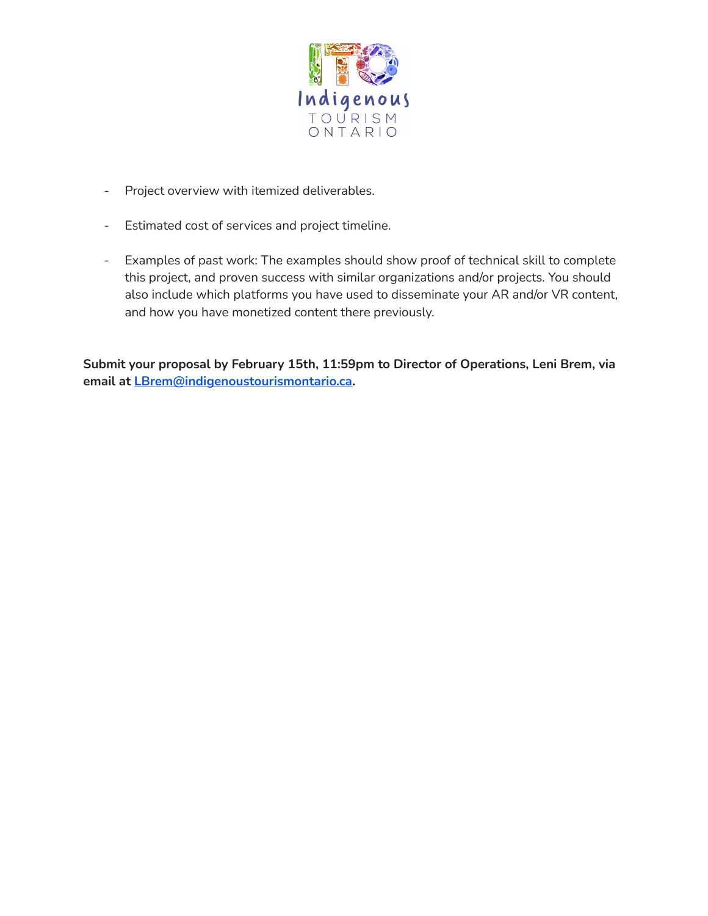- Project overview with itemized deliverables.
- Estimated cost of services and project timeline.
- Examples of past work: The examples should show proof of technical skill to complete this project, and proven success with similar organizations and/or projects. You should also include which platforms you have used to disseminate your AR and/or VR content, and how you have monetized content there previously.

**Submit your proposal by February 15th, 11:59pm to Director of Operations, Leni Brem, via email at [LBrem@indigenoustourismontario.ca](mailto:LBrem@indigenoustourismontario.ca).**